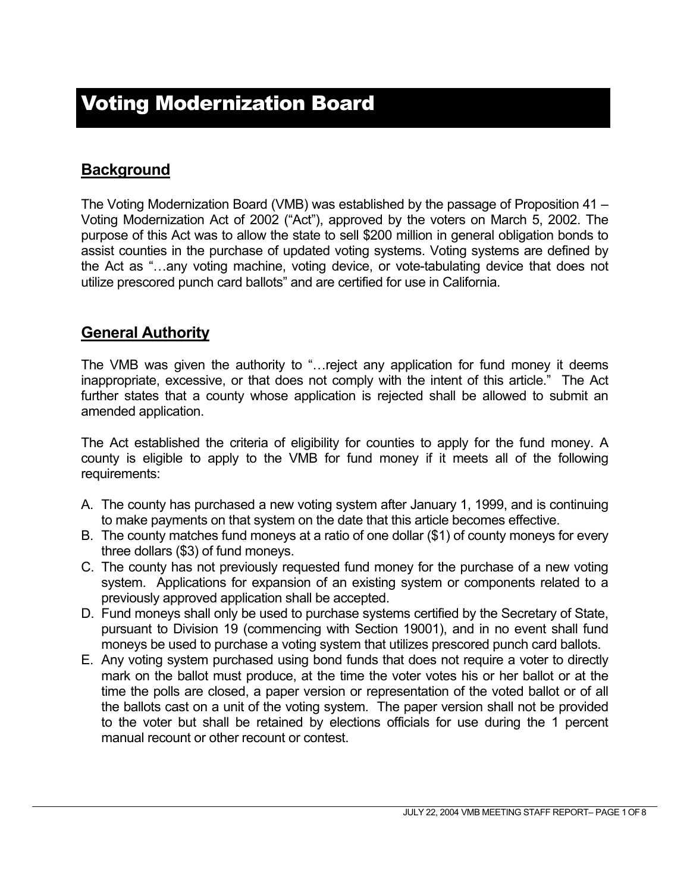# Voting Modernization Board

## Background

The Voting Modernization Board (VMB) was established by the passage of Proposition 41 – Voting Modernization Act of 2002 ("Act"), approved by the voters on March 5, 2002. The purpose of this Act was to allow the state to sell $200 million in general obligation bonds to assist counties in the purchase of updated voting systems. Voting systems are defined by the Act as "…any voting machine, voting device, or vote-tabulating device that does not utilize prescored punch card ballots" and are certified for use in California.

## General Authority

The VMB was given the authority to "…reject any application for fund money it deems inappropriate, excessive, or that does not comply with the intent of this article." The Act further states that a county whose application is rejected shall be allowed to submit an amended application.

The Act established the criteria of eligibility for counties to apply for the fund money. A county is eligible to apply to the VMB for fund money if it meets all of the following requirements:

A. The county has purchased a new voting system after January 1, 1999, and is continuing to make payments on that system on the date that this article becomes effective.
B. The county matches fund moneys at a ratio of one dollar ($1) of county moneys for every three dollars ($3) of fund moneys.
C. The county has not previously requested fund money for the purchase of a new voting system. Applications for expansion of an existing system or components related to a previously approved application shall be accepted.
D. Fund moneys shall only be used to purchase systems certified by the Secretary of State, pursuant to Division 19 (commencing with Section 19001), and in no event shall fund moneys be used to purchase a voting system that utilizes prescored punch card ballots.
E. Any voting system purchased using bond funds that does not require a voter to directly mark on the ballot must produce, at the time the voter votes his or her ballot or at the time the polls are closed, a paper version or representation of the voted ballot or of all the ballots cast on a unit of the voting system. The paper version shall not be provided to the voter but shall be retained by elections officials for use during the 1 percent manual recount or other recount or contest.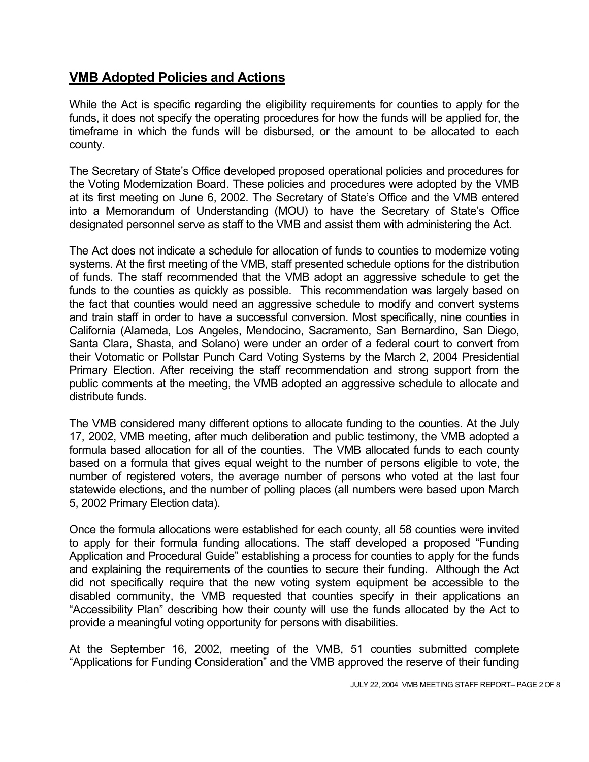## VMB Adopted Policies and Actions

While the Act is specific regarding the eligibility requirements for counties to apply for the funds, it does not specify the operating procedures for how the funds will be applied for, the timeframe in which the funds will be disbursed, or the amount to be allocated to each county.

The Secretary of State's Office developed proposed operational policies and procedures for the Voting Modernization Board. These policies and procedures were adopted by the VMB at its first meeting on June 6, 2002. The Secretary of State's Office and the VMB entered into a Memorandum of Understanding (MOU) to have the Secretary of State's Office designated personnel serve as staff to the VMB and assist them with administering the Act.

The Act does not indicate a schedule for allocation of funds to counties to modernize voting systems. At the first meeting of the VMB, staff presented schedule options for the distribution of funds. The staff recommended that the VMB adopt an aggressive schedule to get the funds to the counties as quickly as possible. This recommendation was largely based on the fact that counties would need an aggressive schedule to modify and convert systems and train staff in order to have a successful conversion. Most specifically, nine counties in California (Alameda, Los Angeles, Mendocino, Sacramento, San Bernardino, San Diego, Santa Clara, Shasta, and Solano) were under an order of a federal court to convert from their Votomatic or Pollstar Punch Card Voting Systems by the March 2, 2004 Presidential Primary Election. After receiving the staff recommendation and strong support from the public comments at the meeting, the VMB adopted an aggressive schedule to allocate and distribute funds.

The VMB considered many different options to allocate funding to the counties. At the July 17, 2002, VMB meeting, after much deliberation and public testimony, the VMB adopted a formula based allocation for all of the counties. The VMB allocated funds to each county based on a formula that gives equal weight to the number of persons eligible to vote, the number of registered voters, the average number of persons who voted at the last four statewide elections, and the number of polling places (all numbers were based upon March 5, 2002 Primary Election data).

Once the formula allocations were established for each county, all 58 counties were invited to apply for their formula funding allocations. The staff developed a proposed "Funding Application and Procedural Guide" establishing a process for counties to apply for the funds and explaining the requirements of the counties to secure their funding. Although the Act did not specifically require that the new voting system equipment be accessible to the disabled community, the VMB requested that counties specify in their applications an "Accessibility Plan" describing how their county will use the funds allocated by the Act to provide a meaningful voting opportunity for persons with disabilities.

At the September 16, 2002, meeting of the VMB, 51 counties submitted complete "Applications for Funding Consideration" and the VMB approved the reserve of their funding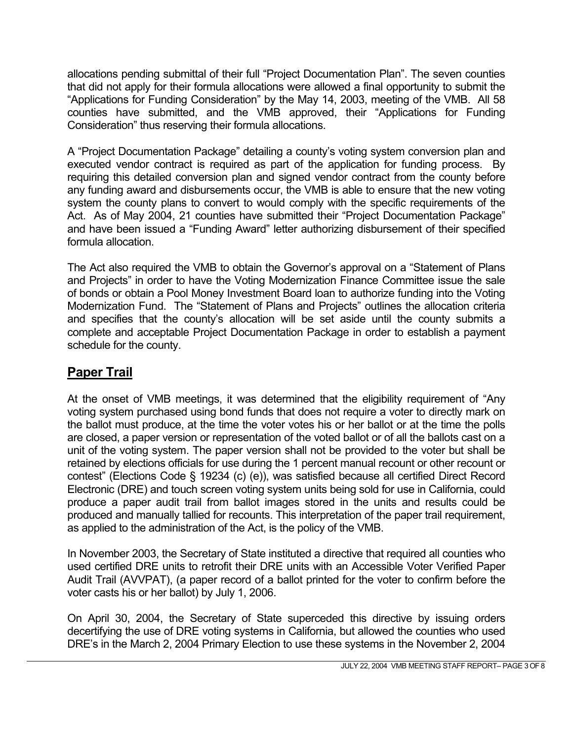allocations pending submittal of their full "Project Documentation Plan". The seven counties that did not apply for their formula allocations were allowed a final opportunity to submit the "Applications for Funding Consideration" by the May 14, 2003, meeting of the VMB. All 58 counties have submitted, and the VMB approved, their "Applications for Funding Consideration" thus reserving their formula allocations.

A "Project Documentation Package" detailing a county's voting system conversion plan and executed vendor contract is required as part of the application for funding process. By requiring this detailed conversion plan and signed vendor contract from the county before any funding award and disbursements occur, the VMB is able to ensure that the new voting system the county plans to convert to would comply with the specific requirements of the Act. As of May 2004, 21 counties have submitted their "Project Documentation Package" and have been issued a "Funding Award" letter authorizing disbursement of their specified formula allocation.

The Act also required the VMB to obtain the Governor's approval on a "Statement of Plans and Projects" in order to have the Voting Modernization Finance Committee issue the sale of bonds or obtain a Pool Money Investment Board loan to authorize funding into the Voting Modernization Fund. The "Statement of Plans and Projects" outlines the allocation criteria and specifies that the county's allocation will be set aside until the county submits a complete and acceptable Project Documentation Package in order to establish a payment schedule for the county.

## **Paper Trail**

At the onset of VMB meetings, it was determined that the eligibility requirement of "Any voting system purchased using bond funds that does not require a voter to directly mark on the ballot must produce, at the time the voter votes his or her ballot or at the time the polls are closed, a paper version or representation of the voted ballot or of all the ballots cast on a unit of the voting system. The paper version shall not be provided to the voter but shall be retained by elections officials for use during the 1 percent manual recount or other recount or contest" (Elections Code § 19234 (c) (e)), was satisfied because all certified Direct Record Electronic (DRE) and touch screen voting system units being sold for use in California, could produce a paper audit trail from ballot images stored in the units and results could be produced and manually tallied for recounts. This interpretation of the paper trail requirement, as applied to the administration of the Act, is the policy of the VMB.

In November 2003, the Secretary of State instituted a directive that required all counties who used certified DRE units to retrofit their DRE units with an Accessible Voter Verified Paper Audit Trail (AVVPAT), (a paper record of a ballot printed for the voter to confirm before the voter casts his or her ballot) by July 1, 2006.

On April 30, 2004, the Secretary of State superceded this directive by issuing orders decertifying the use of DRE voting systems in California, but allowed the counties who used DRE's in the March 2, 2004 Primary Election to use these systems in the November 2, 2004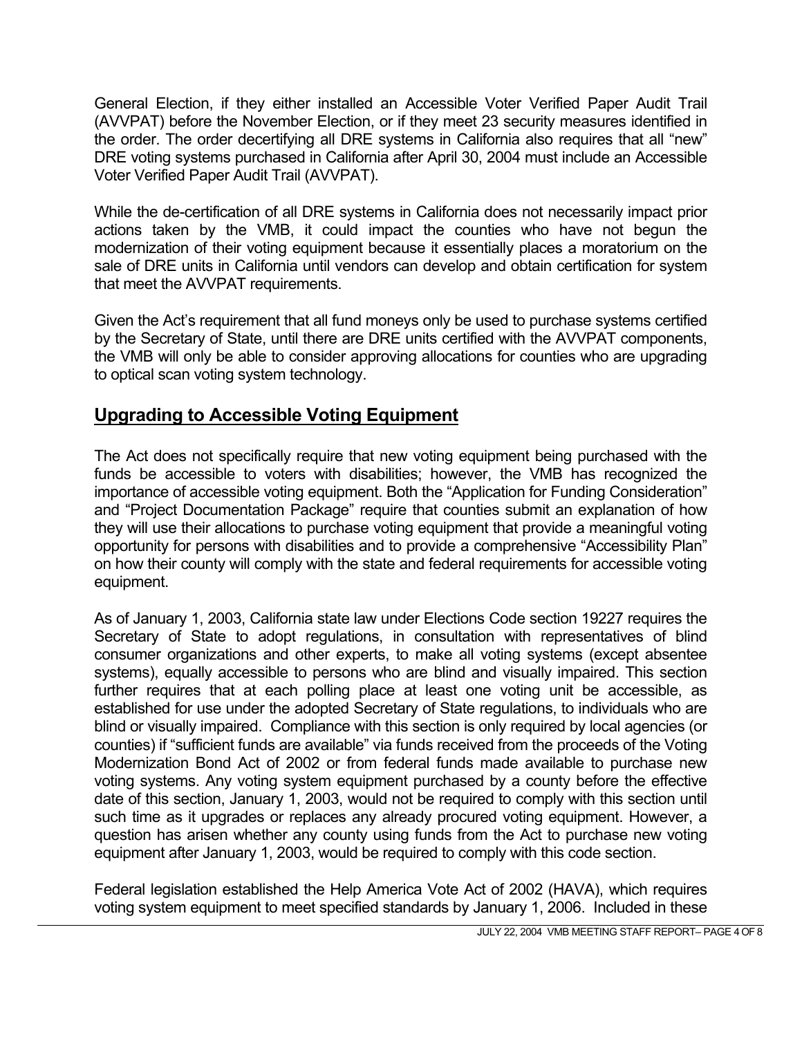General Election, if they either installed an Accessible Voter Verified Paper Audit Trail (AVVPAT) before the November Election, or if they meet 23 security measures identified in the order. The order decertifying all DRE systems in California also requires that all "new" DRE voting systems purchased in California after April 30, 2004 must include an Accessible Voter Verified Paper Audit Trail (AVVPAT).

While the de-certification of all DRE systems in California does not necessarily impact prior actions taken by the VMB, it could impact the counties who have not begun the modernization of their voting equipment because it essentially places a moratorium on the sale of DRE units in California until vendors can develop and obtain certification for system that meet the AVVPAT requirements.

Given the Act's requirement that all fund moneys only be used to purchase systems certified by the Secretary of State, until there are DRE units certified with the AVVPAT components, the VMB will only be able to consider approving allocations for counties who are upgrading to optical scan voting system technology.

## Upgrading to Accessible Voting Equipment

The Act does not specifically require that new voting equipment being purchased with the funds be accessible to voters with disabilities; however, the VMB has recognized the importance of accessible voting equipment. Both the "Application for Funding Consideration" and "Project Documentation Package" require that counties submit an explanation of how they will use their allocations to purchase voting equipment that provide a meaningful voting opportunity for persons with disabilities and to provide a comprehensive "Accessibility Plan" on how their county will comply with the state and federal requirements for accessible voting equipment.

As of January 1, 2003, California state law under Elections Code section 19227 requires the Secretary of State to adopt regulations, in consultation with representatives of blind consumer organizations and other experts, to make all voting systems (except absentee systems), equally accessible to persons who are blind and visually impaired. This section further requires that at each polling place at least one voting unit be accessible, as established for use under the adopted Secretary of State regulations, to individuals who are blind or visually impaired. Compliance with this section is only required by local agencies (or counties) if "sufficient funds are available" via funds received from the proceeds of the Voting Modernization Bond Act of 2002 or from federal funds made available to purchase new voting systems. Any voting system equipment purchased by a county before the effective date of this section, January 1, 2003, would not be required to comply with this section until such time as it upgrades or replaces any already procured voting equipment. However, a question has arisen whether any county using funds from the Act to purchase new voting equipment after January 1, 2003, would be required to comply with this code section.

Federal legislation established the Help America Vote Act of 2002 (HAVA), which requires voting system equipment to meet specified standards by January 1, 2006. Included in these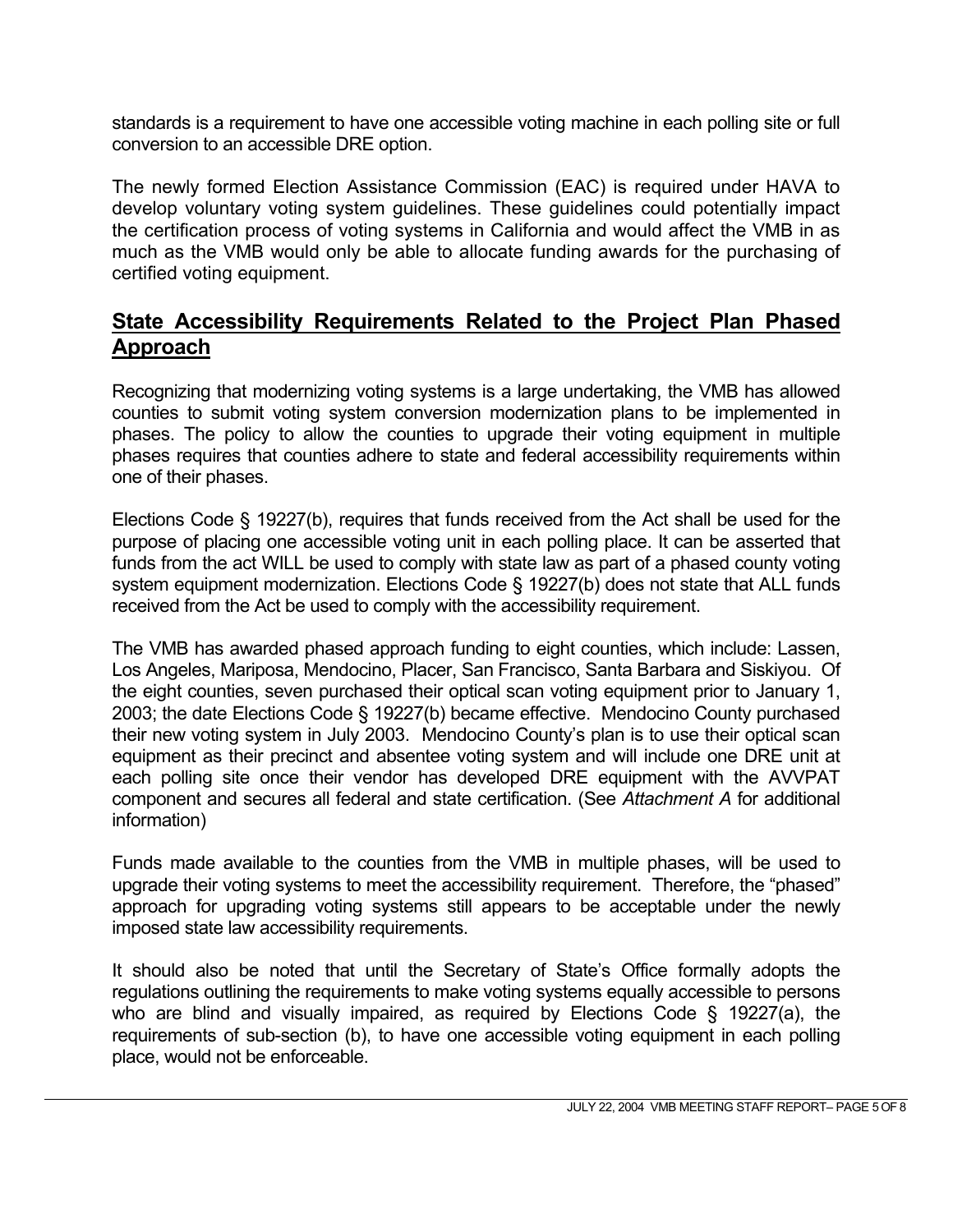standards is a requirement to have one accessible voting machine in each polling site or full conversion to an accessible DRE option.

The newly formed Election Assistance Commission (EAC) is required under HAVA to develop voluntary voting system guidelines. These guidelines could potentially impact the certification process of voting systems in California and would affect the VMB in as much as the VMB would only be able to allocate funding awards for the purchasing of certified voting equipment.

## State Accessibility Requirements Related to the Project Plan Phased Approach

Recognizing that modernizing voting systems is a large undertaking, the VMB has allowed counties to submit voting system conversion modernization plans to be implemented in phases. The policy to allow the counties to upgrade their voting equipment in multiple phases requires that counties adhere to state and federal accessibility requirements within one of their phases.

Elections Code § 19227(b), requires that funds received from the Act shall be used for the purpose of placing one accessible voting unit in each polling place. It can be asserted that funds from the act WILL be used to comply with state law as part of a phased county voting system equipment modernization. Elections Code § 19227(b) does not state that ALL funds received from the Act be used to comply with the accessibility requirement.

The VMB has awarded phased approach funding to eight counties, which include: Lassen, Los Angeles, Mariposa, Mendocino, Placer, San Francisco, Santa Barbara and Siskiyou. Of the eight counties, seven purchased their optical scan voting equipment prior to January 1, 2003; the date Elections Code § 19227(b) became effective. Mendocino County purchased their new voting system in July 2003. Mendocino County's plan is to use their optical scan equipment as their precinct and absentee voting system and will include one DRE unit at each polling site once their vendor has developed DRE equipment with the AVVPAT component and secures all federal and state certification. (See *Attachment A* for additional information)

Funds made available to the counties from the VMB in multiple phases, will be used to upgrade their voting systems to meet the accessibility requirement. Therefore, the "phased" approach for upgrading voting systems still appears to be acceptable under the newly imposed state law accessibility requirements.

It should also be noted that until the Secretary of State's Office formally adopts the regulations outlining the requirements to make voting systems equally accessible to persons who are blind and visually impaired, as required by Elections Code § 19227(a), the requirements of sub-section (b), to have one accessible voting equipment in each polling place, would not be enforceable.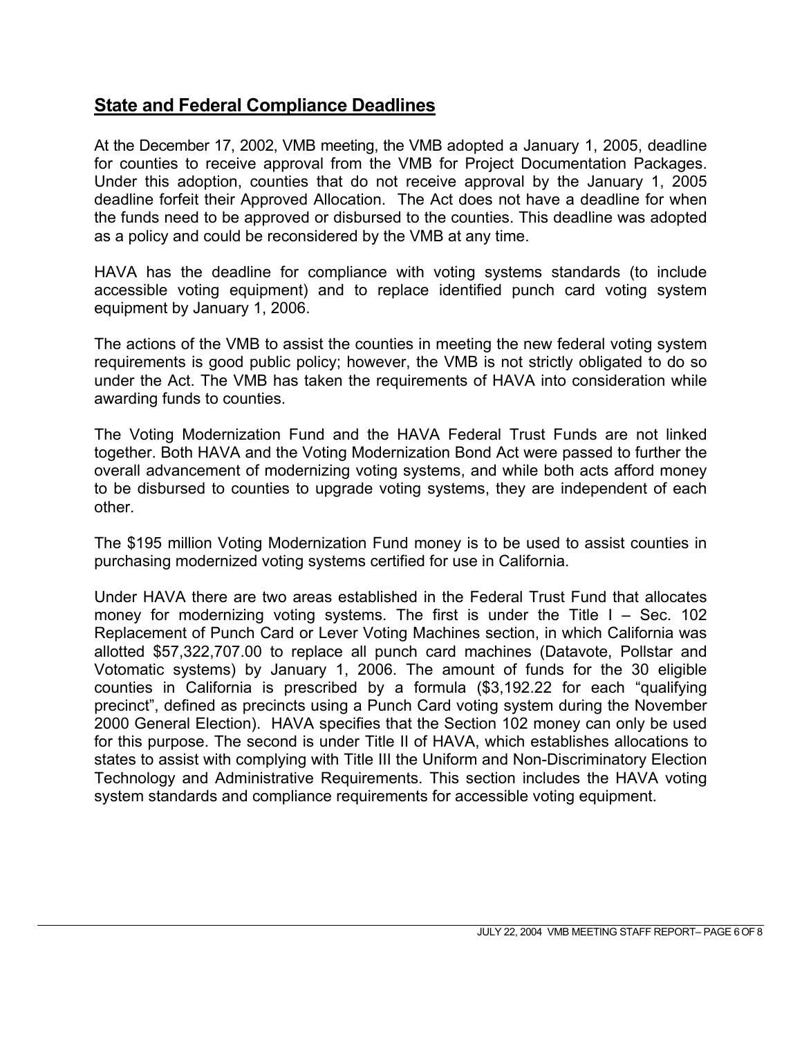## State and Federal Compliance Deadlines

At the December 17, 2002, VMB meeting, the VMB adopted a January 1, 2005, deadline for counties to receive approval from the VMB for Project Documentation Packages. Under this adoption, counties that do not receive approval by the January 1, 2005 deadline forfeit their Approved Allocation. The Act does not have a deadline for when the funds need to be approved or disbursed to the counties. This deadline was adopted as a policy and could be reconsidered by the VMB at any time.

HAVA has the deadline for compliance with voting systems standards (to include accessible voting equipment) and to replace identified punch card voting system equipment by January 1, 2006.

The actions of the VMB to assist the counties in meeting the new federal voting system requirements is good public policy; however, the VMB is not strictly obligated to do so under the Act. The VMB has taken the requirements of HAVA into consideration while awarding funds to counties.

The Voting Modernization Fund and the HAVA Federal Trust Funds are not linked together. Both HAVA and the Voting Modernization Bond Act were passed to further the overall advancement of modernizing voting systems, and while both acts afford money to be disbursed to counties to upgrade voting systems, they are independent of each other.

The $195 million Voting Modernization Fund money is to be used to assist counties in purchasing modernized voting systems certified for use in California.

Under HAVA there are two areas established in the Federal Trust Fund that allocates money for modernizing voting systems. The first is under the Title I – Sec. 102 Replacement of Punch Card or Lever Voting Machines section, in which California was allotted $57,322,707.00 to replace all punch card machines (Datavote, Pollstar and Votomatic systems) by January 1, 2006. The amount of funds for the 30 eligible counties in California is prescribed by a formula ($3,192.22 for each "qualifying precinct", defined as precincts using a Punch Card voting system during the November 2000 General Election). HAVA specifies that the Section 102 money can only be used for this purpose. The second is under Title II of HAVA, which establishes allocations to states to assist with complying with Title III the Uniform and Non-Discriminatory Election Technology and Administrative Requirements. This section includes the HAVA voting system standards and compliance requirements for accessible voting equipment.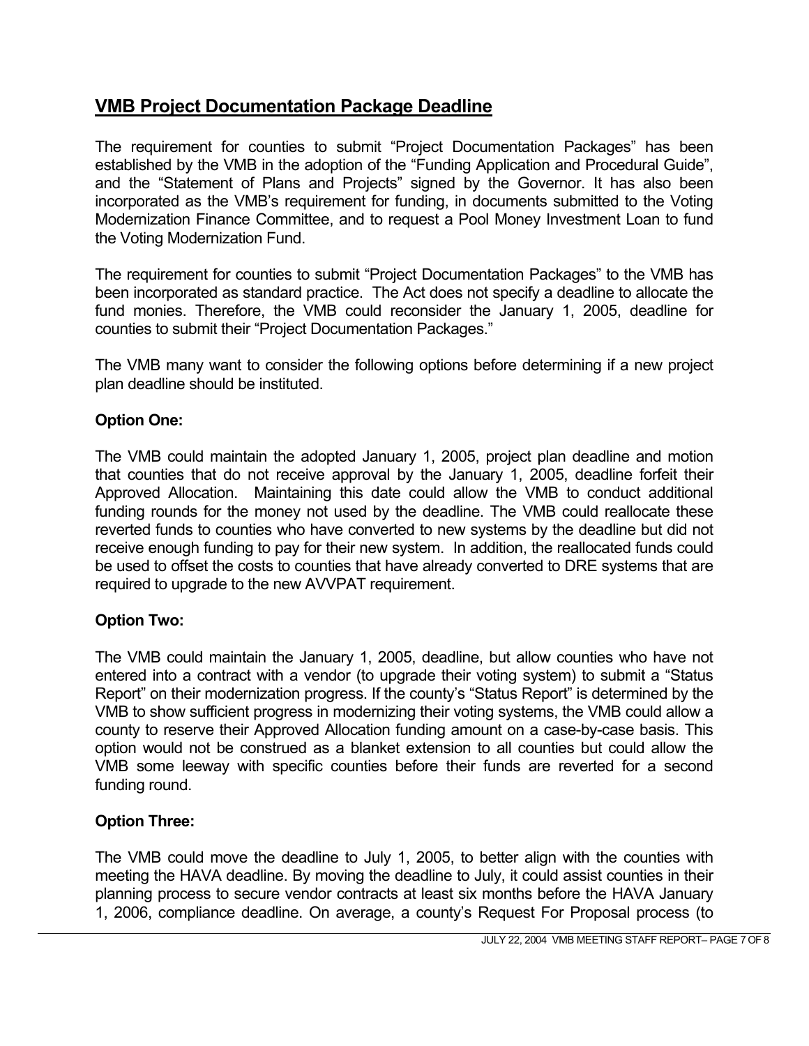## VMB Project Documentation Package Deadline

The requirement for counties to submit "Project Documentation Packages" has been established by the VMB in the adoption of the "Funding Application and Procedural Guide", and the "Statement of Plans and Projects" signed by the Governor. It has also been incorporated as the VMB's requirement for funding, in documents submitted to the Voting Modernization Finance Committee, and to request a Pool Money Investment Loan to fund the Voting Modernization Fund.

The requirement for counties to submit "Project Documentation Packages" to the VMB has been incorporated as standard practice. The Act does not specify a deadline to allocate the fund monies. Therefore, the VMB could reconsider the January 1, 2005, deadline for counties to submit their "Project Documentation Packages."

The VMB many want to consider the following options before determining if a new project plan deadline should be instituted.

**Option One:**

The VMB could maintain the adopted January 1, 2005, project plan deadline and motion that counties that do not receive approval by the January 1, 2005, deadline forfeit their Approved Allocation. Maintaining this date could allow the VMB to conduct additional funding rounds for the money not used by the deadline. The VMB could reallocate these reverted funds to counties who have converted to new systems by the deadline but did not receive enough funding to pay for their new system. In addition, the reallocated funds could be used to offset the costs to counties that have already converted to DRE systems that are required to upgrade to the new AVVPAT requirement.

**Option Two:**

The VMB could maintain the January 1, 2005, deadline, but allow counties who have not entered into a contract with a vendor (to upgrade their voting system) to submit a "Status Report" on their modernization progress. If the county's "Status Report" is determined by the VMB to show sufficient progress in modernizing their voting systems, the VMB could allow a county to reserve their Approved Allocation funding amount on a case-by-case basis. This option would not be construed as a blanket extension to all counties but could allow the VMB some leeway with specific counties before their funds are reverted for a second funding round.

**Option Three:**

The VMB could move the deadline to July 1, 2005, to better align with the counties with meeting the HAVA deadline. By moving the deadline to July, it could assist counties in their planning process to secure vendor contracts at least six months before the HAVA January 1, 2006, compliance deadline. On average, a county's Request For Proposal process (to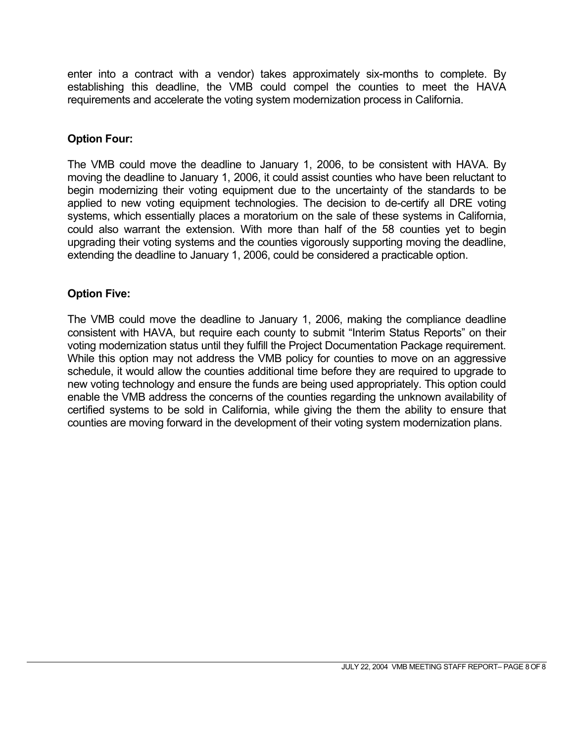enter into a contract with a vendor) takes approximately six-months to complete. By establishing this deadline, the VMB could compel the counties to meet the HAVA requirements and accelerate the voting system modernization process in California.

**Option Four:**

The VMB could move the deadline to January 1, 2006, to be consistent with HAVA. By moving the deadline to January 1, 2006, it could assist counties who have been reluctant to begin modernizing their voting equipment due to the uncertainty of the standards to be applied to new voting equipment technologies. The decision to de-certify all DRE voting systems, which essentially places a moratorium on the sale of these systems in California, could also warrant the extension. With more than half of the 58 counties yet to begin upgrading their voting systems and the counties vigorously supporting moving the deadline, extending the deadline to January 1, 2006, could be considered a practicable option.

**Option Five:**

The VMB could move the deadline to January 1, 2006, making the compliance deadline consistent with HAVA, but require each county to submit "Interim Status Reports" on their voting modernization status until they fulfill the Project Documentation Package requirement. While this option may not address the VMB policy for counties to move on an aggressive schedule, it would allow the counties additional time before they are required to upgrade to new voting technology and ensure the funds are being used appropriately. This option could enable the VMB address the concerns of the counties regarding the unknown availability of certified systems to be sold in California, while giving the them the ability to ensure that counties are moving forward in the development of their voting system modernization plans.